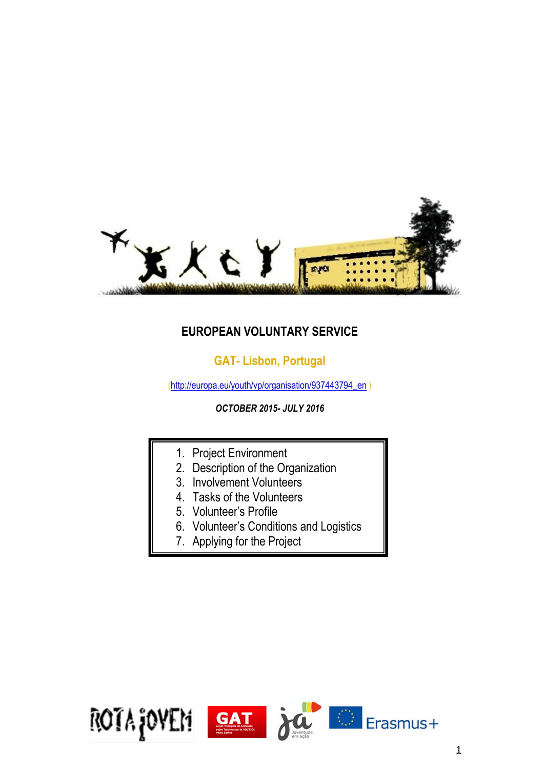# EUROPEAN VOLUNTARY SERVICE

## GAT- Lisbon, Portugal

(http://europa.eu/youth/vp/organisation/937443794_en )

***OCTOBER 2015- JULY 2016***

1. Project Environment
2. Description of the Organization
3. Involvement Volunteers
4. Tasks of the Volunteers
5. Volunteer's Profile
6. Volunteer's Conditions and Logistics
7. Applying for the Project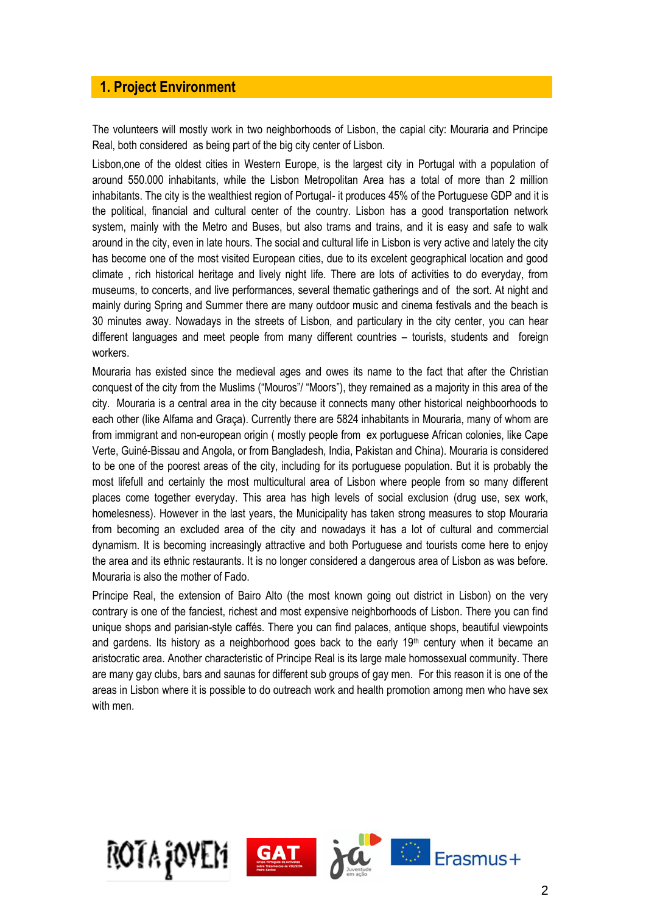## 1. Project Environment

The volunteers will mostly work in two neighborhoods of Lisbon, the capial city: Mouraria and Principe Real, both considered as being part of the big city center of Lisbon.

Lisbon,one of the oldest cities in Western Europe, is the largest city in Portugal with a population of around 550.000 inhabitants, while the Lisbon Metropolitan Area has a total of more than 2 million inhabitants. The city is the wealthiest region of Portugal- it produces 45% of the Portuguese GDP and it is the political, financial and cultural center of the country. Lisbon has a good transportation network system, mainly with the Metro and Buses, but also trams and trains, and it is easy and safe to walk around in the city, even in late hours. The social and cultural life in Lisbon is very active and lately the city has become one of the most visited European cities, due to its excelent geographical location and good climate , rich historical heritage and lively night life. There are lots of activities to do everyday, from museums, to concerts, and live performances, several thematic gatherings and of the sort. At night and mainly during Spring and Summer there are many outdoor music and cinema festivals and the beach is 30 minutes away. Nowadays in the streets of Lisbon, and particulary in the city center, you can hear different languages and meet people from many different countries – tourists, students and foreign workers.

Mouraria has existed since the medieval ages and owes its name to the fact that after the Christian conquest of the city from the Muslims ("Mouros"/ "Moors"), they remained as a majority in this area of the city. Mouraria is a central area in the city because it connects many other historical neighboorhoods to each other (like Alfama and Graça). Currently there are 5824 inhabitants in Mouraria, many of whom are from immigrant and non-european origin ( mostly people from ex portuguese African colonies, like Cape Verte, Guiné-Bissau and Angola, or from Bangladesh, India, Pakistan and China). Mouraria is considered to be one of the poorest areas of the city, including for its portuguese population. But it is probably the most lifefull and certainly the most multicultural area of Lisbon where people from so many different places come together everyday. This area has high levels of social exclusion (drug use, sex work, homelessness). However in the last years, the Municipality has taken strong measures to stop Mouraria from becoming an excluded area of the city and nowadays it has a lot of cultural and commercial dynamism. It is becoming increasingly attractive and both Portuguese and tourists come here to enjoy the area and its ethnic restaurants. It is no longer considered a dangerous area of Lisbon as was before. Mouraria is also the mother of Fado.

Príncipe Real, the extension of Bairo Alto (the most known going out district in Lisbon) on the very contrary is one of the fanciest, richest and most expensive neighborhoods of Lisbon. There you can find unique shops and parisian-style caffés. There you can find palaces, antique shops, beautiful viewpoints and gardens. Its history as a neighborhood goes back to the early 19th century when it became an aristocratic area. Another characteristic of Principe Real is its large male homossexual community. There are many gay clubs, bars and saunas for different sub groups of gay men. For this reason it is one of the areas in Lisbon where it is possible to do outreach work and health promotion among men who have sex with men.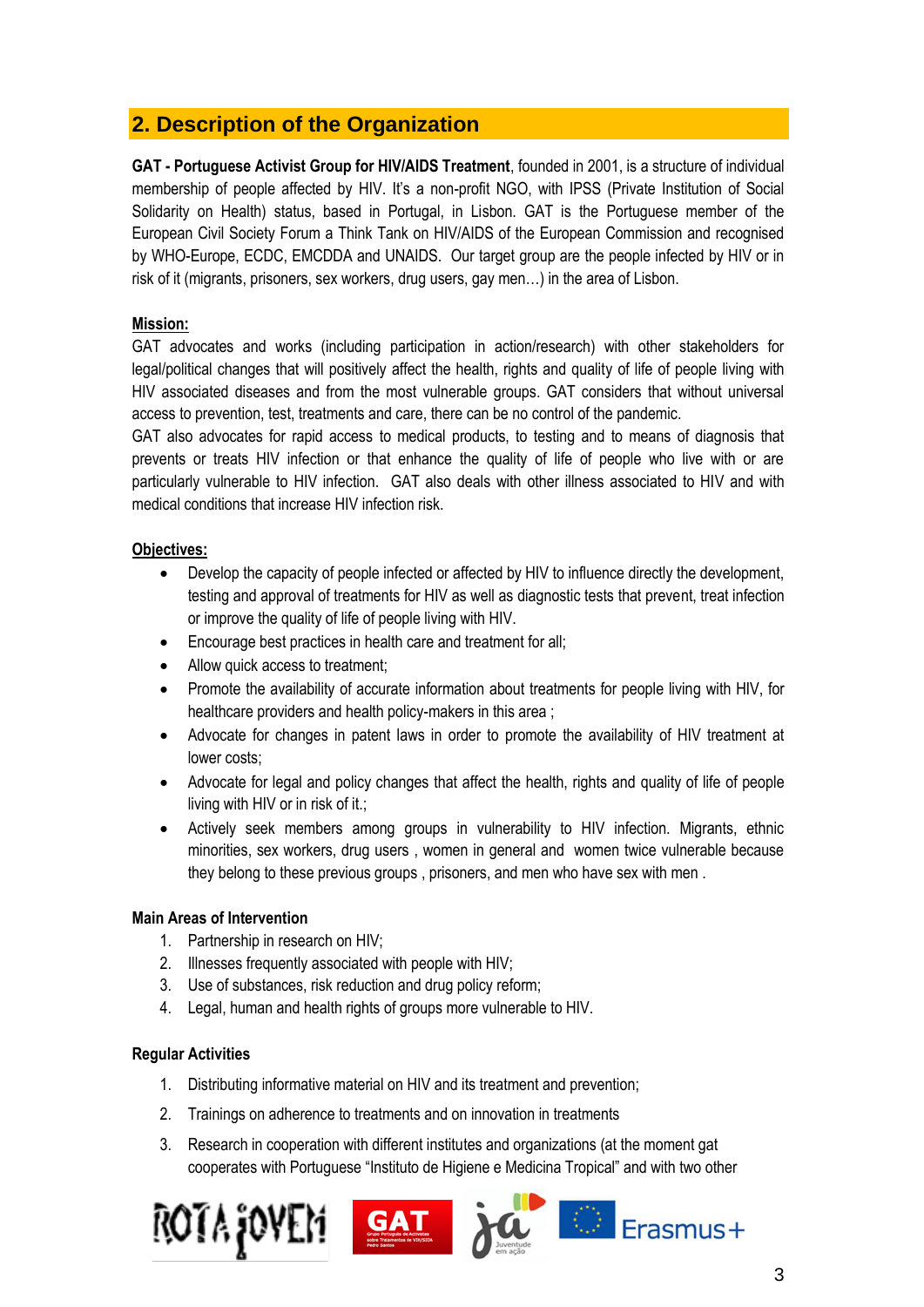## 2. Description of the Organization

**GAT - Portuguese Activist Group for HIV/AIDS Treatment**, founded in 2001, is a structure of individual membership of people affected by HIV. It's a non-profit NGO, with IPSS (Private Institution of Social Solidarity on Health) status, based in Portugal, in Lisbon. GAT is the Portuguese member of the European Civil Society Forum a Think Tank on HIV/AIDS of the European Commission and recognised by WHO-Europe, ECDC, EMCDDA and UNAIDS. Our target group are the people infected by HIV or in risk of it (migrants, prisoners, sex workers, drug users, gay men…) in the area of Lisbon.

**Mission:**

GAT advocates and works (including participation in action/research) with other stakeholders for legal/political changes that will positively affect the health, rights and quality of life of people living with HIV associated diseases and from the most vulnerable groups. GAT considers that without universal access to prevention, test, treatments and care, there can be no control of the pandemic.

GAT also advocates for rapid access to medical products, to testing and to means of diagnosis that prevents or treats HIV infection or that enhance the quality of life of people who live with or are particularly vulnerable to HIV infection. GAT also deals with other illness associated to HIV and with medical conditions that increase HIV infection risk.

**Objectives:**

- Develop the capacity of people infected or affected by HIV to influence directly the development, testing and approval of treatments for HIV as well as diagnostic tests that prevent, treat infection or improve the quality of life of people living with HIV.
- Encourage best practices in health care and treatment for all;
- Allow quick access to treatment;
- Promote the availability of accurate information about treatments for people living with HIV, for healthcare providers and health policy-makers in this area ;
- Advocate for changes in patent laws in order to promote the availability of HIV treatment at lower costs;
- Advocate for legal and policy changes that affect the health, rights and quality of life of people living with HIV or in risk of it.;
- Actively seek members among groups in vulnerability to HIV infection. Migrants, ethnic minorities, sex workers, drug users , women in general and women twice vulnerable because they belong to these previous groups , prisoners, and men who have sex with men .

**Main Areas of Intervention**

1. Partnership in research on HIV;
2. Illnesses frequently associated with people with HIV;
3. Use of substances, risk reduction and drug policy reform;
4. Legal, human and health rights of groups more vulnerable to HIV.

**Regular Activities**

1. Distributing informative material on HIV and its treatment and prevention;
2. Trainings on adherence to treatments and on innovation in treatments
3. Research in cooperation with different institutes and organizations (at the moment gat cooperates with Portuguese "Instituto de Higiene e Medicina Tropical" and with two other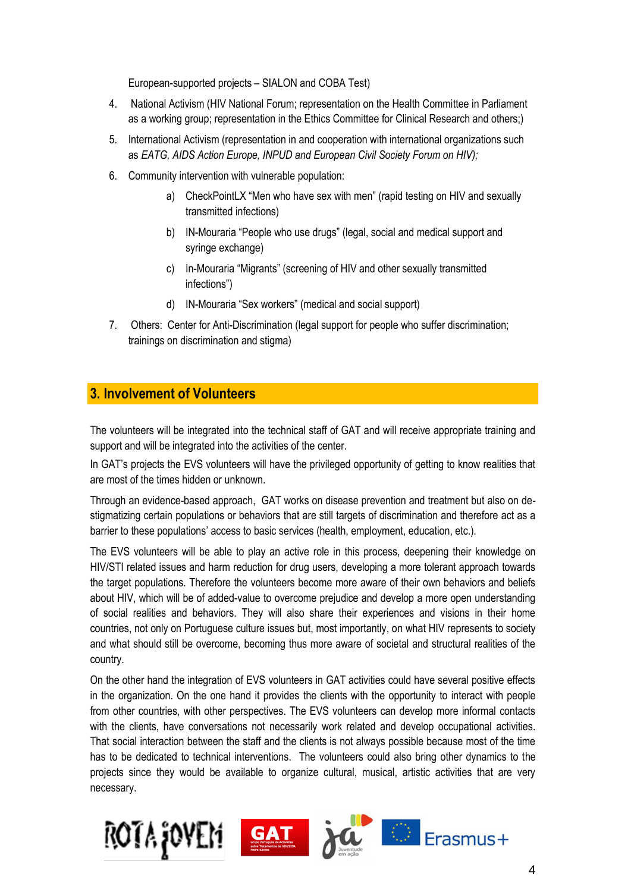European-supported projects – SIALON and COBA Test)

4. National Activism (HIV National Forum; representation on the Health Committee in Parliament as a working group; representation in the Ethics Committee for Clinical Research and others;)
5. International Activism (representation in and cooperation with international organizations such as *EATG, AIDS Action Europe, INPUD and European Civil Society Forum on HIV);*
6. Community intervention with vulnerable population:
   - a) CheckPointLX "Men who have sex with men" (rapid testing on HIV and sexually transmitted infections)
   - b) IN-Mouraria "People who use drugs" (legal, social and medical support and syringe exchange)
   - c) In-Mouraria "Migrants" (screening of HIV and other sexually transmitted infections")
   - d) IN-Mouraria "Sex workers" (medical and social support)
7. Others: Center for Anti-Discrimination (legal support for people who suffer discrimination; trainings on discrimination and stigma)

## 3. Involvement of Volunteers

The volunteers will be integrated into the technical staff of GAT and will receive appropriate training and support and will be integrated into the activities of the center.

In GAT's projects the EVS volunteers will have the privileged opportunity of getting to know realities that are most of the times hidden or unknown.

Through an evidence-based approach, GAT works on disease prevention and treatment but also on de-stigmatizing certain populations or behaviors that are still targets of discrimination and therefore act as a barrier to these populations' access to basic services (health, employment, education, etc.).

The EVS volunteers will be able to play an active role in this process, deepening their knowledge on HIV/STI related issues and harm reduction for drug users, developing a more tolerant approach towards the target populations. Therefore the volunteers become more aware of their own behaviors and beliefs about HIV, which will be of added-value to overcome prejudice and develop a more open understanding of social realities and behaviors. They will also share their experiences and visions in their home countries, not only on Portuguese culture issues but, most importantly, on what HIV represents to society and what should still be overcome, becoming thus more aware of societal and structural realities of the country.

On the other hand the integration of EVS volunteers in GAT activities could have several positive effects in the organization. On the one hand it provides the clients with the opportunity to interact with people from other countries, with other perspectives. The EVS volunteers can develop more informal contacts with the clients, have conversations not necessarily work related and develop occupational activities. That social interaction between the staff and the clients is not always possible because most of the time has to be dedicated to technical interventions. The volunteers could also bring other dynamics to the projects since they would be available to organize cultural, musical, artistic activities that are very necessary.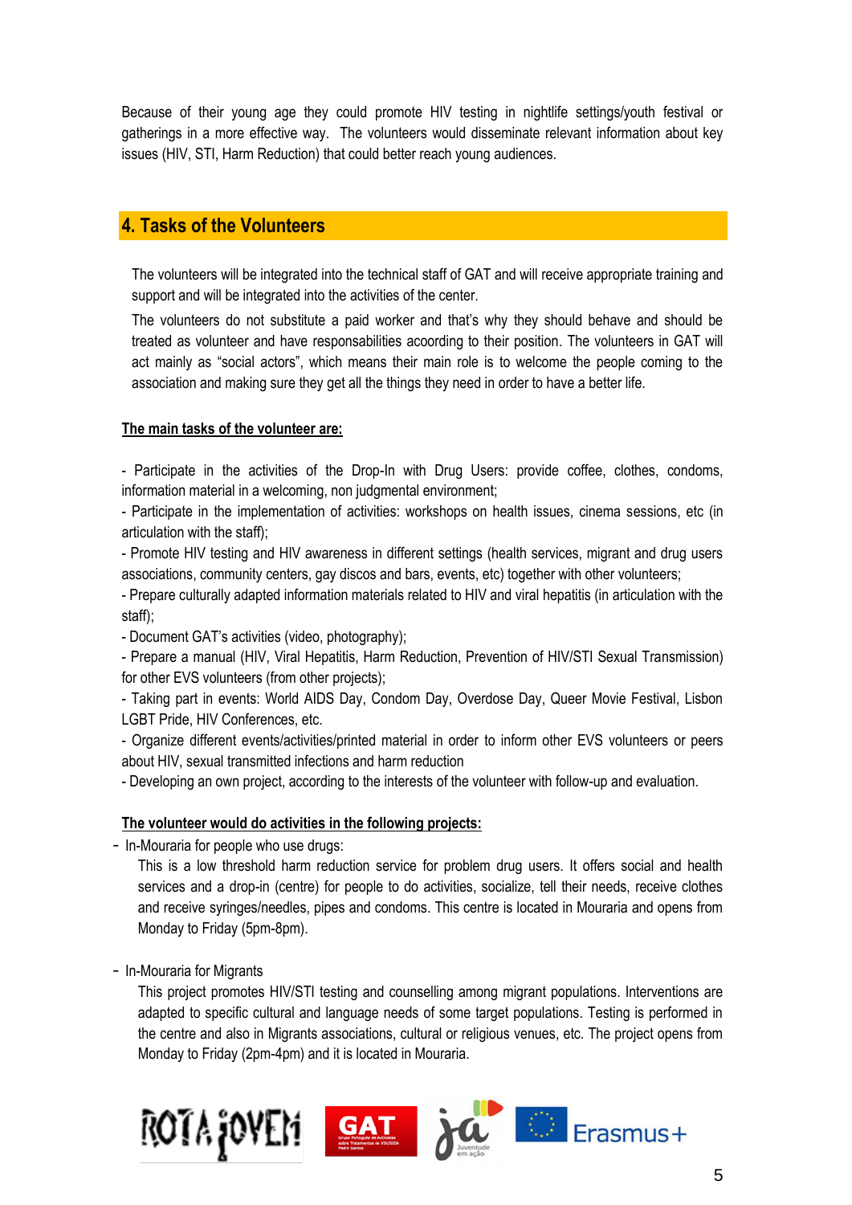Because of their young age they could promote HIV testing in nightlife settings/youth festival or gatherings in a more effective way. The volunteers would disseminate relevant information about key issues (HIV, STI, Harm Reduction) that could better reach young audiences.

## 4. Tasks of the Volunteers

The volunteers will be integrated into the technical staff of GAT and will receive appropriate training and support and will be integrated into the activities of the center.

The volunteers do not substitute a paid worker and that's why they should behave and should be treated as volunteer and have responsabilities acoording to their position. The volunteers in GAT will act mainly as "social actors", which means their main role is to welcome the people coming to the association and making sure they get all the things they need in order to have a better life.

**The main tasks of the volunteer are:**

- Participate in the activities of the Drop-In with Drug Users: provide coffee, clothes, condoms, information material in a welcoming, non judgmental environment;
- Participate in the implementation of activities: workshops on health issues, cinema sessions, etc (in articulation with the staff);
- Promote HIV testing and HIV awareness in different settings (health services, migrant and drug users associations, community centers, gay discos and bars, events, etc) together with other volunteers;
- Prepare culturally adapted information materials related to HIV and viral hepatitis (in articulation with the staff);
- Document GAT's activities (video, photography);
- Prepare a manual (HIV, Viral Hepatitis, Harm Reduction, Prevention of HIV/STI Sexual Transmission) for other EVS volunteers (from other projects);
- Taking part in events: World AIDS Day, Condom Day, Overdose Day, Queer Movie Festival, Lisbon LGBT Pride, HIV Conferences, etc.
- Organize different events/activities/printed material in order to inform other EVS volunteers or peers about HIV, sexual transmitted infections and harm reduction
- Developing an own project, according to the interests of the volunteer with follow-up and evaluation.

**The volunteer would do activities in the following projects:**

- In-Mouraria for people who use drugs:

  This is a low threshold harm reduction service for problem drug users. It offers social and health services and a drop-in (centre) for people to do activities, socialize, tell their needs, receive clothes and receive syringes/needles, pipes and condoms. This centre is located in Mouraria and opens from Monday to Friday (5pm-8pm).

- In-Mouraria for Migrants

  This project promotes HIV/STI testing and counselling among migrant populations. Interventions are adapted to specific cultural and language needs of some target populations. Testing is performed in the centre and also in Migrants associations, cultural or religious venues, etc. The project opens from Monday to Friday (2pm-4pm) and it is located in Mouraria.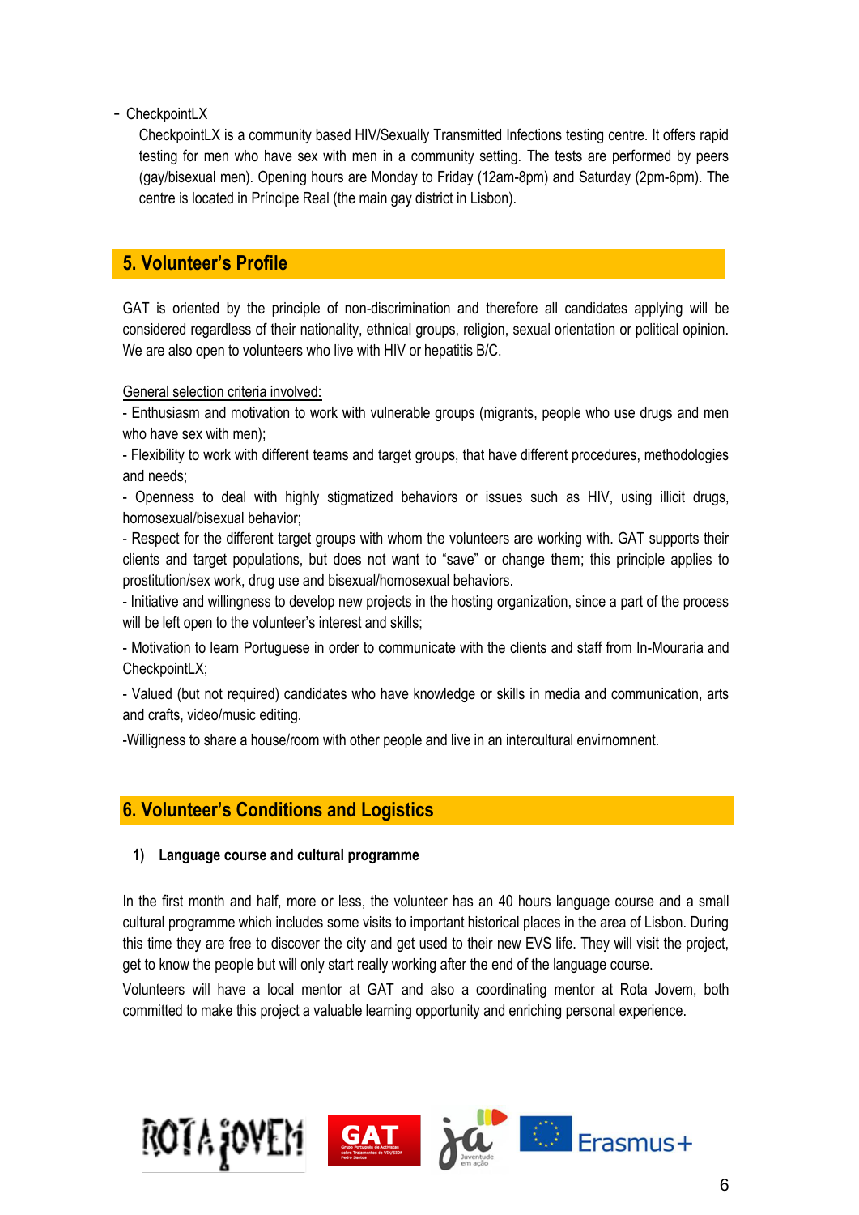- CheckpointLX

  CheckpointLX is a community based HIV/Sexually Transmitted Infections testing centre. It offers rapid testing for men who have sex with men in a community setting. The tests are performed by peers (gay/bisexual men). Opening hours are Monday to Friday (12am-8pm) and Saturday (2pm-6pm). The centre is located in Príncipe Real (the main gay district in Lisbon).

## 5. Volunteer's Profile

GAT is oriented by the principle of non-discrimination and therefore all candidates applying will be considered regardless of their nationality, ethnical groups, religion, sexual orientation or political opinion. We are also open to volunteers who live with HIV or hepatitis B/C.

General selection criteria involved:

- Enthusiasm and motivation to work with vulnerable groups (migrants, people who use drugs and men who have sex with men);
- Flexibility to work with different teams and target groups, that have different procedures, methodologies and needs;
- Openness to deal with highly stigmatized behaviors or issues such as HIV, using illicit drugs, homosexual/bisexual behavior;
- Respect for the different target groups with whom the volunteers are working with. GAT supports their clients and target populations, but does not want to "save" or change them; this principle applies to prostitution/sex work, drug use and bisexual/homosexual behaviors.
- Initiative and willingness to develop new projects in the hosting organization, since a part of the process will be left open to the volunteer's interest and skills;
- Motivation to learn Portuguese in order to communicate with the clients and staff from In-Mouraria and CheckpointLX;
- Valued (but not required) candidates who have knowledge or skills in media and communication, arts and crafts, video/music editing.
- Willigness to share a house/room with other people and live in an intercultural envirnomnent.

## 6. Volunteer's Conditions and Logistics

### 1) Language course and cultural programme

In the first month and half, more or less, the volunteer has an 40 hours language course and a small cultural programme which includes some visits to important historical places in the area of Lisbon. During this time they are free to discover the city and get used to their new EVS life. They will visit the project, get to know the people but will only start really working after the end of the language course.

Volunteers will have a local mentor at GAT and also a coordinating mentor at Rota Jovem, both committed to make this project a valuable learning opportunity and enriching personal experience.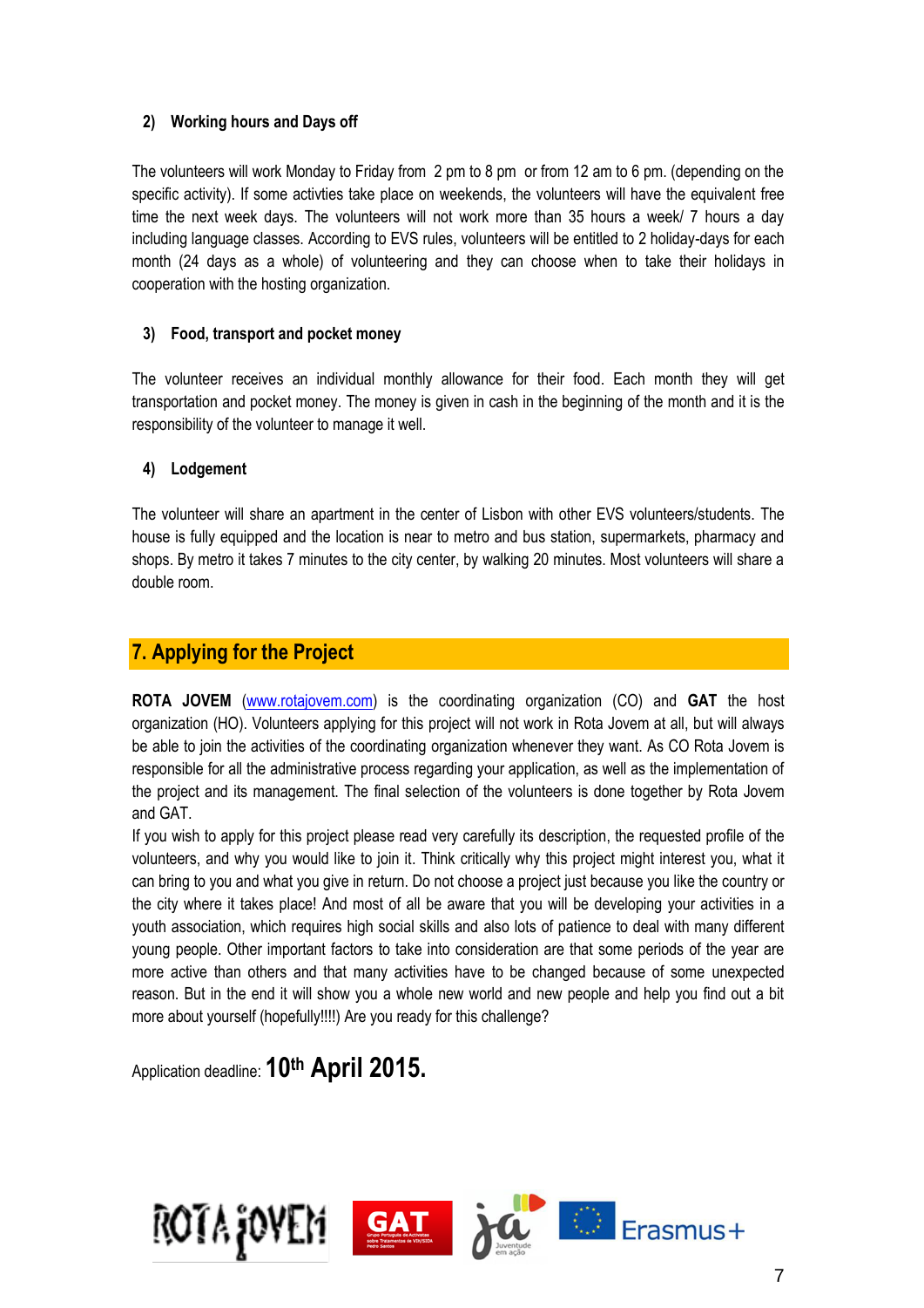#### 2) Working hours and Days off

The volunteers will work Monday to Friday from 2 pm to 8 pm or from 12 am to 6 pm. (depending on the specific activity). If some activties take place on weekends, the volunteers will have the equivalent free time the next week days. The volunteers will not work more than 35 hours a week/ 7 hours a day including language classes. According to EVS rules, volunteers will be entitled to 2 holiday-days for each month (24 days as a whole) of volunteering and they can choose when to take their holidays in cooperation with the hosting organization.

#### 3) Food, transport and pocket money

The volunteer receives an individual monthly allowance for their food. Each month they will get transportation and pocket money. The money is given in cash in the beginning of the month and it is the responsibility of the volunteer to manage it well.

#### 4) Lodgement

The volunteer will share an apartment in the center of Lisbon with other EVS volunteers/students. The house is fully equipped and the location is near to metro and bus station, supermarkets, pharmacy and shops. By metro it takes 7 minutes to the city center, by walking 20 minutes. Most volunteers will share a double room.

## 7. Applying for the Project

**ROTA JOVEM** (www.rotajovem.com) is the coordinating organization (CO) and **GAT** the host organization (HO). Volunteers applying for this project will not work in Rota Jovem at all, but will always be able to join the activities of the coordinating organization whenever they want. As CO Rota Jovem is responsible for all the administrative process regarding your application, as well as the implementation of the project and its management. The final selection of the volunteers is done together by Rota Jovem and GAT.

If you wish to apply for this project please read very carefully its description, the requested profile of the volunteers, and why you would like to join it. Think critically why this project might interest you, what it can bring to you and what you give in return. Do not choose a project just because you like the country or the city where it takes place! And most of all be aware that you will be developing your activities in a youth association, which requires high social skills and also lots of patience to deal with many different young people. Other important factors to take into consideration are that some periods of the year are more active than others and that many activities have to be changed because of some unexpected reason. But in the end it will show you a whole new world and new people and help you find out a bit more about yourself (hopefully!!!!) Are you ready for this challenge?

Application deadline: **10th April 2015.**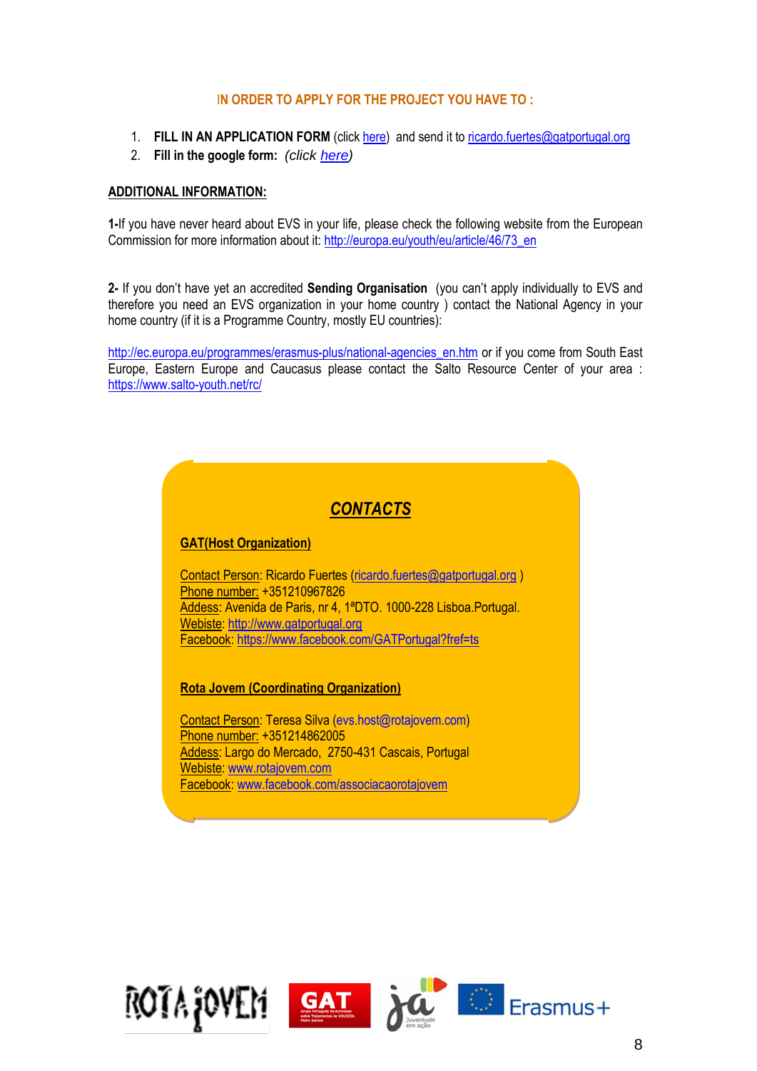**IN ORDER TO APPLY FOR THE PROJECT YOU HAVE TO :**

1. **FILL IN AN APPLICATION FORM** (click here) and send it to ricardo.fuertes@gatportugal.org
2. **Fill in the google form:** *(click here)*

**ADDITIONAL INFORMATION:**

**1-**If you have never heard about EVS in your life, please check the following website from the European Commission for more information about it: http://europa.eu/youth/eu/article/46/73_en

**2-** If you don't have yet an accredited **Sending Organisation** (you can't apply individually to EVS and therefore you need an EVS organization in your home country ) contact the National Agency in your home country (if it is a Programme Country, mostly EU countries):

http://ec.europa.eu/programmes/erasmus-plus/national-agencies_en.htm or if you come from South East Europe, Eastern Europe and Caucasus please contact the Salto Resource Center of your area : https://www.salto-youth.net/rc/

## *CONTACTS*

**GAT(Host Organization)**

Contact Person: Ricardo Fuertes (ricardo.fuertes@gatportugal.org )
Phone number: +351210967826
Addess: Avenida de Paris, nr 4, 1ªDTO. 1000-228 Lisboa.Portugal.
Webiste: http://www.gatportugal.org
Facebook: https://www.facebook.com/GATPortugal?fref=ts

**Rota Jovem (Coordinating Organization)**

Contact Person: Teresa Silva (evs.host@rotajovem.com)
Phone number: +351214862005
Addess: Largo do Mercado, 2750-431 Cascais, Portugal
Webiste: www.rotajovem.com
Facebook: www.facebook.com/associacaorotajovem

ROTA JOVEM GAT Grupo Português de Activistas sobre Tratamentos de VIH/SIDA Pedro Santos já Juventude em ação Erasmus+